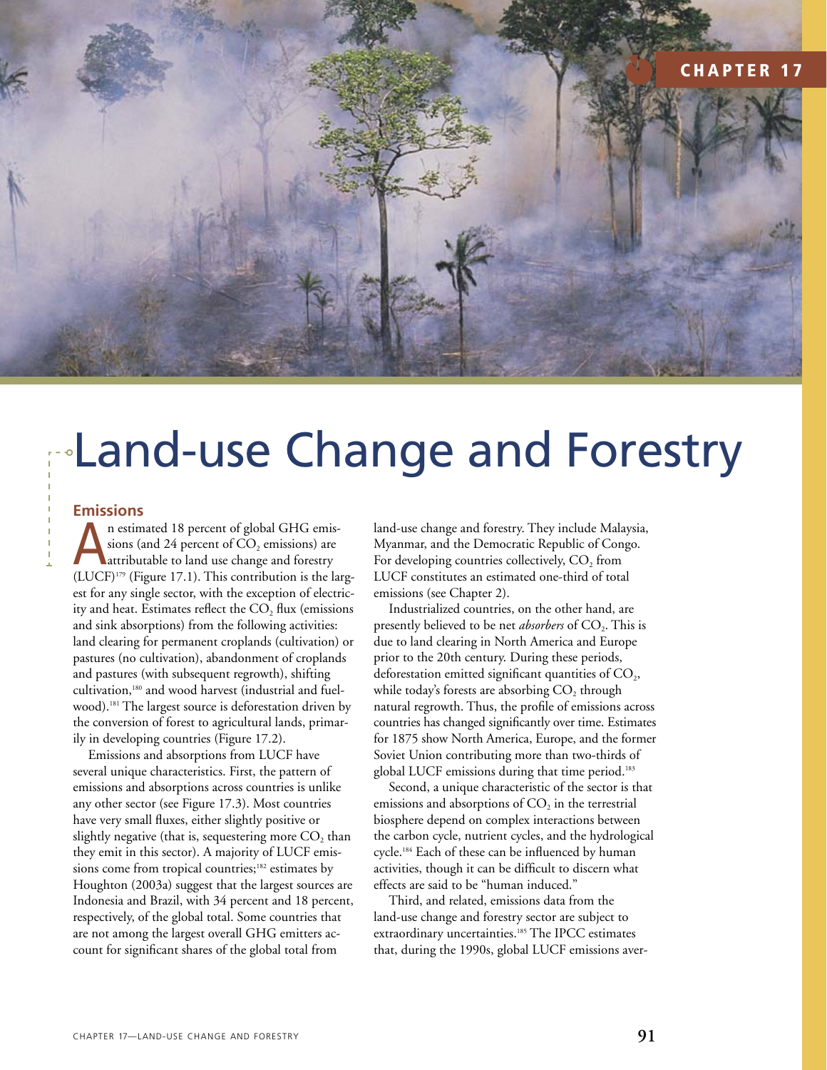CHAPTER 17

# Land-use Change and Forestry

## Emissions

An estimated 18 percent of global GHG emissions (and 24 percent of $CO_2$ emissions) are attributable to land use change and forestry (LUCF)[179] (Figure 17.1). This contribution is the largest for any single sector, with the exception of electricity and heat. Estimates reflect the $CO_2$ flux (emissions and sink absorptions) from the following activities: land clearing for permanent croplands (cultivation) or pastures (no cultivation), abandonment of croplands and pastures (with subsequent regrowth), shifting cultivation,[180] and wood harvest (industrial and fuelwood).[181] The largest source is deforestation driven by the conversion of forest to agricultural lands, primarily in developing countries (Figure 17.2).

Emissions and absorptions from LUCF have several unique characteristics. First, the pattern of emissions and absorptions across countries is unlike any other sector (see Figure 17.3). Most countries have very small fluxes, either slightly positive or slightly negative (that is, sequestering more $CO_2$ than they emit in this sector). A majority of LUCF emissions come from tropical countries;[182] estimates by Houghton (2003a) suggest that the largest sources are Indonesia and Brazil, with 34 percent and 18 percent, respectively, of the global total. Some countries that are not among the largest overall GHG emitters account for significant shares of the global total from land-use change and forestry. They include Malaysia, Myanmar, and the Democratic Republic of Congo. For developing countries collectively, $CO_2$ from LUCF constitutes an estimated one-third of total emissions (see Chapter 2).

Industrialized countries, on the other hand, are presently believed to be net *absorbers* of $CO_2$. This is due to land clearing in North America and Europe prior to the 20th century. During these periods, deforestation emitted significant quantities of $CO_2$, while today's forests are absorbing $CO_2$ through natural regrowth. Thus, the profile of emissions across countries has changed significantly over time. Estimates for 1875 show North America, Europe, and the former Soviet Union contributing more than two-thirds of global LUCF emissions during that time period.[183]

Second, a unique characteristic of the sector is that emissions and absorptions of $CO_2$ in the terrestrial biosphere depend on complex interactions between the carbon cycle, nutrient cycles, and the hydrological cycle.[184] Each of these can be influenced by human activities, though it can be difficult to discern what effects are said to be "human induced."

Third, and related, emissions data from the land-use change and forestry sector are subject to extraordinary uncertainties.[185] The IPCC estimates that, during the 1990s, global LUCF emissions aver-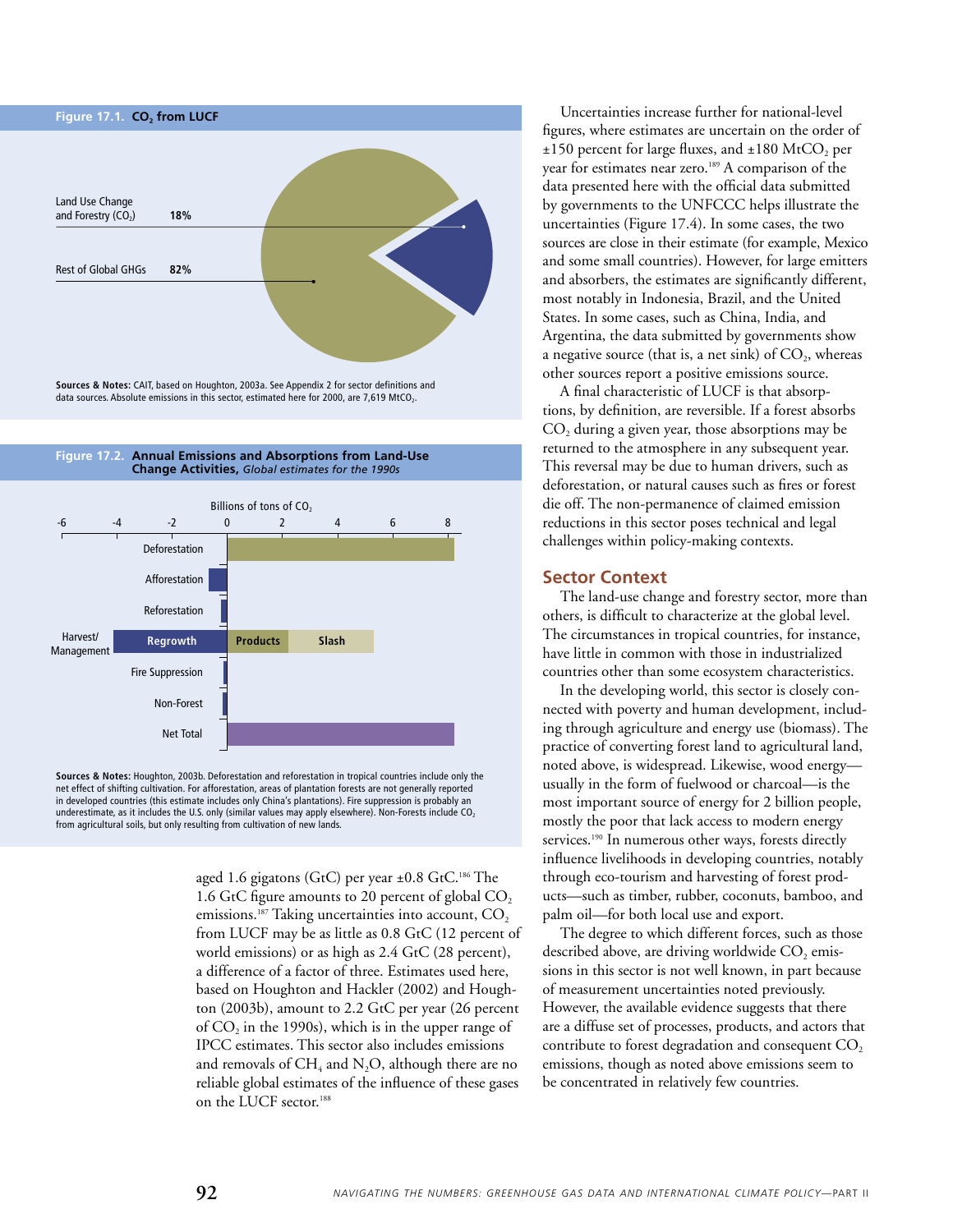**Figure 17.1. $CO_2$ from LUCF**

Land Use Change and Forestry ($CO_2$) 18%

Rest of Global GHGs 82%

**Sources & Notes:** CAIT, based on Houghton, 2003a. See Appendix 2 for sector definitions and data sources. Absolute emissions in this sector, estimated here for 2000, are 7,619 $MtCO_2$.

**Figure 17.2. Annual Emissions and Absorptions from Land-Use Change Activities,** *Global estimates for the 1990s*

Billions of tons of $CO_2$

Deforestation; Afforestation; Reforestation; Harvest/Management (Regrowth, Products, Slash); Fire Suppression; Non-Forest; Net Total

**Sources & Notes:** Houghton, 2003b. Deforestation and reforestation in tropical countries include only the net effect of shifting cultivation. For afforestation, areas of plantation forests are not generally reported in developed countries (this estimate includes only China's plantations). Fire suppression is probably an underestimate, as it includes the U.S. only (similar values may apply elsewhere). Non-Forests include $CO_2$ from agricultural soils, but only resulting from cultivation of new lands.

aged 1.6 gigatons (GtC) per year ±0.8 GtC.[186] The 1.6 GtC figure amounts to 20 percent of global $CO_2$ emissions.[187] Taking uncertainties into account, $CO_2$ from LUCF may be as little as 0.8 GtC (12 percent of world emissions) or as high as 2.4 GtC (28 percent), a difference of a factor of three. Estimates used here, based on Houghton and Hackler (2002) and Houghton (2003b), amount to 2.2 GtC per year (26 percent of $CO_2$ in the 1990s), which is in the upper range of IPCC estimates. This sector also includes emissions and removals of $CH_4$ and $N_2O$, although there are no reliable global estimates of the influence of these gases on the LUCF sector.[188]

Uncertainties increase further for national-level figures, where estimates are uncertain on the order of ±150 percent for large fluxes, and ±180 $MtCO_2$ per year for estimates near zero.[189] A comparison of the data presented here with the official data submitted by governments to the UNFCCC helps illustrate the uncertainties (Figure 17.4). In some cases, the two sources are close in their estimate (for example, Mexico and some small countries). However, for large emitters and absorbers, the estimates are significantly different, most notably in Indonesia, Brazil, and the United States. In some cases, such as China, India, and Argentina, the data submitted by governments show a negative source (that is, a net sink) of $CO_2$, whereas other sources report a positive emissions source.

A final characteristic of LUCF is that absorptions, by definition, are reversible. If a forest absorbs $CO_2$ during a given year, those absorptions may be returned to the atmosphere in any subsequent year. This reversal may be due to human drivers, such as deforestation, or natural causes such as fires or forest die off. The non-permanence of claimed emission reductions in this sector poses technical and legal challenges within policy-making contexts.

## Sector Context

The land-use change and forestry sector, more than others, is difficult to characterize at the global level. The circumstances in tropical countries, for instance, have little in common with those in industrialized countries other than some ecosystem characteristics.

In the developing world, this sector is closely connected with poverty and human development, including through agriculture and energy use (biomass). The practice of converting forest land to agricultural land, noted above, is widespread. Likewise, wood energy—usually in the form of fuelwood or charcoal—is the most important source of energy for 2 billion people, mostly the poor that lack access to modern energy services.[190] In numerous other ways, forests directly influence livelihoods in developing countries, notably through eco-tourism and harvesting of forest products—such as timber, rubber, coconuts, bamboo, and palm oil—for both local use and export.

The degree to which different forces, such as those described above, are driving worldwide $CO_2$ emissions in this sector is not well known, in part because of measurement uncertainties noted previously. However, the available evidence suggests that there are a diffuse set of processes, products, and actors that contribute to forest degradation and consequent $CO_2$ emissions, though as noted above emissions seem to be concentrated in relatively few countries.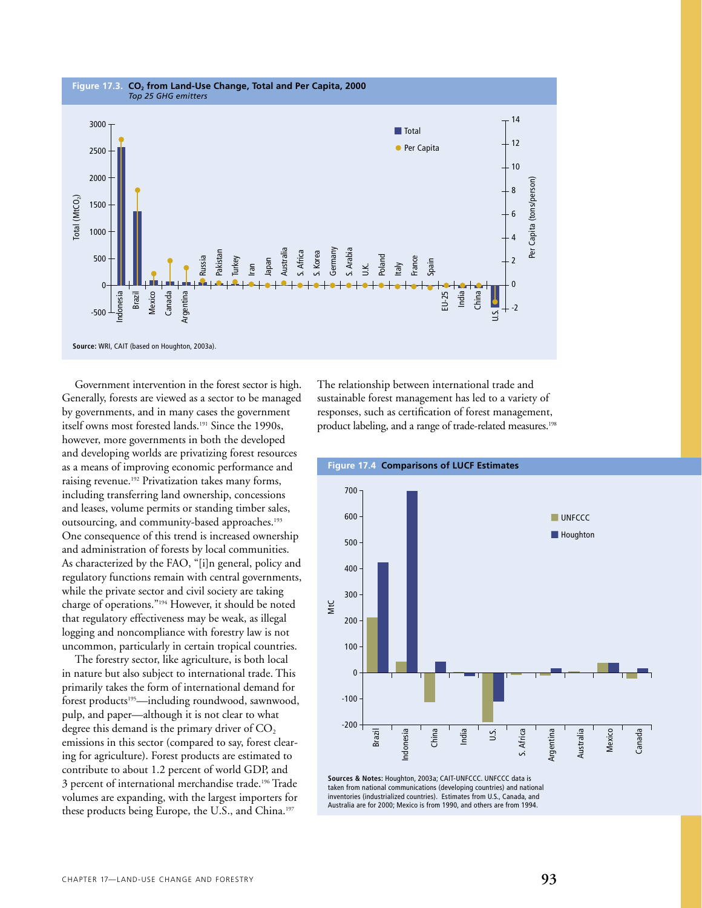**Figure 17.3. $CO_2$ from Land-Use Change, Total and Per Capita, 2000**
*Top 25 GHG emitters*

Total (MtCO2)
3000
2500
2000
1500
1000
500
0
-500

Per Capita (tons/person)
14
12
10
8
6
4
2
0
-2

Total
Per Capita

Indonesia, Brazil, Mexico, Canada, Argentina, Russia, Pakistan, Turkey, Iran, Japan, Australia, S. Africa, S. Korea, Germany, S. Arabia, U.K., Poland, Italy, France, Spain, EU-25, India, China, U.S.

**Source:** WRI, CAIT (based on Houghton, 2003a).

Government intervention in the forest sector is high. Generally, forests are viewed as a sector to be managed by governments, and in many cases the government itself owns most forested lands.[191] Since the 1990s, however, more governments in both the developed and developing worlds are privatizing forest resources as a means of improving economic performance and raising revenue.[192] Privatization takes many forms, including transferring land ownership, concessions and leases, volume permits or standing timber sales, outsourcing, and community-based approaches.[193] One consequence of this trend is increased ownership and administration of forests by local communities. As characterized by the FAO, "[i]n general, policy and regulatory functions remain with central governments, while the private sector and civil society are taking charge of operations."[194] However, it should be noted that regulatory effectiveness may be weak, as illegal logging and noncompliance with forestry law is not uncommon, particularly in certain tropical countries.

The forestry sector, like agriculture, is both local in nature but also subject to international trade. This primarily takes the form of international demand for forest products[195]—including roundwood, sawnwood, pulp, and paper—although it is not clear to what degree this demand is the primary driver of $CO_2$ emissions in this sector (compared to say, forest clearing for agriculture). Forest products are estimated to contribute to about 1.2 percent of world GDP, and 3 percent of international merchandise trade.[196] Trade volumes are expanding, with the largest importers for these products being Europe, the U.S., and China.[197]

The relationship between international trade and sustainable forest management has led to a variety of responses, such as certification of forest management, product labeling, and a range of trade-related measures.[198]

**Figure 17.4 Comparisons of LUCF Estimates**

MtC
700
600
500
400
300
200
100
0
-100
-200

UNFCCC
Houghton

Brazil, Indonesia, China, India, U.S., S. Africa, Argentina, Australia, Mexico, Canada

**Sources & Notes:** Houghton, 2003a; CAIT-UNFCCC. UNFCCC data is taken from national communications (developing countries) and national inventories (industrialized countries). Estimates from U.S., Canada, and Australia are for 2000; Mexico is from 1990, and others are from 1994.